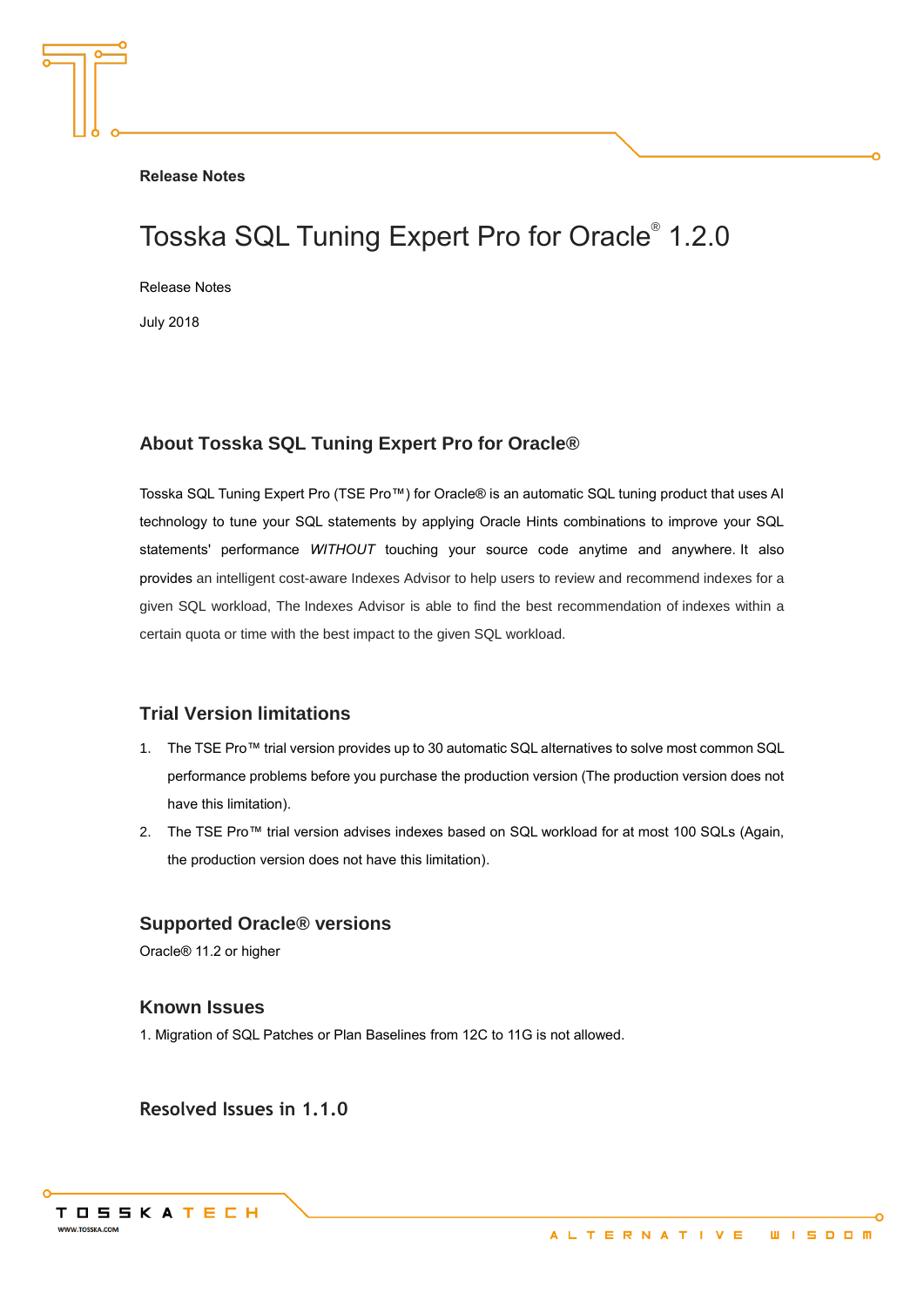**Release Notes**

# Tosska SQL Tuning Expert Pro for Oracle® 1.2.0

Release Notes

July 2018

## About Tosska SQL Tuning Expert Pro for Oracle®

Tosska SQL Tuning Expert Pro (TSE Pro™) for Oracle® is an automatic SQL tuning product that uses AI technology to tune your SQL statements by applying Oracle Hints combinations to improve your SQL statements' performance *WITHOUT* touching your source code anytime and anywhere. It also provides an intelligent cost-aware Indexes Advisor to help users to review and recommend indexes for a given SQL workload, The Indexes Advisor is able to find the best recommendation of indexes within a certain quota or time with the best impact to the given SQL workload.

## Trial Version limitations

1. The TSE Pro™ trial version provides up to 30 automatic SQL alternatives to solve most common SQL performance problems before you purchase the production version (The production version does not have this limitation).
2. The TSE Pro™ trial version advises indexes based on SQL workload for at most 100 SQLs (Again, the production version does not have this limitation).

## Supported Oracle® versions

Oracle® 11.2 or higher

## Known Issues

1. Migration of SQL Patches or Plan Baselines from 12C to 11G is not allowed.

## Resolved Issues in 1.1.0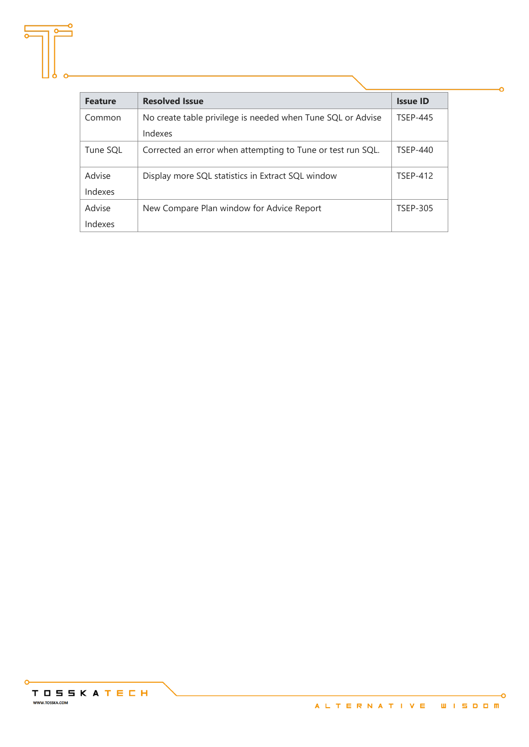| Feature | Resolved Issue | Issue ID |
|---|---|---|
| Common | No create table privilege is needed when Tune SQL or Advise Indexes | TSEP-445 |
| Tune SQL | Corrected an error when attempting to Tune or test run SQL. | TSEP-440 |
| Advise Indexes | Display more SQL statistics in Extract SQL window | TSEP-412 |
| Advise Indexes | New Compare Plan window for Advice Report | TSEP-305 |